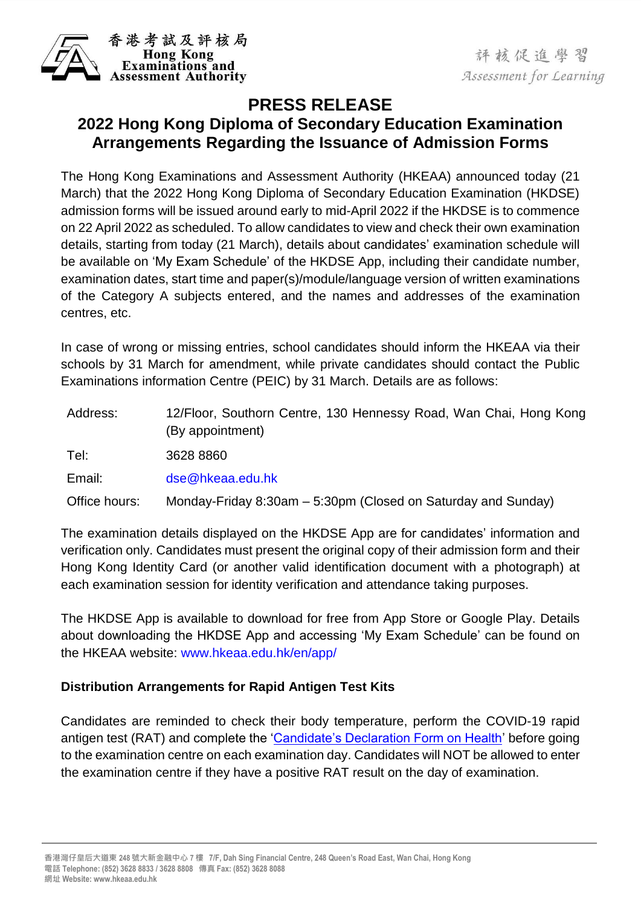# PRESS RELEASE

## 2022 Hong Kong Diploma of Secondary Education Examination Arrangements Regarding the Issuance of Admission Forms

The Hong Kong Examinations and Assessment Authority (HKEAA) announced today (21 March) that the 2022 Hong Kong Diploma of Secondary Education Examination (HKDSE) admission forms will be issued around early to mid-April 2022 if the HKDSE is to commence on 22 April 2022 as scheduled. To allow candidates to view and check their own examination details, starting from today (21 March), details about candidates' examination schedule will be available on 'My Exam Schedule' of the HKDSE App, including their candidate number, examination dates, start time and paper(s)/module/language version of written examinations of the Category A subjects entered, and the names and addresses of the examination centres, etc.

In case of wrong or missing entries, school candidates should inform the HKEAA via their schools by 31 March for amendment, while private candidates should contact the Public Examinations information Centre (PEIC) by 31 March. Details are as follows:

| | |
|---|---|
| Address: | 12/Floor, Southorn Centre, 130 Hennessy Road, Wan Chai, Hong Kong (By appointment) |
| Tel: | 3628 8860 |
| Email: | dse@hkeaa.edu.hk |
| Office hours: | Monday-Friday 8:30am – 5:30pm (Closed on Saturday and Sunday) |

The examination details displayed on the HKDSE App are for candidates' information and verification only. Candidates must present the original copy of their admission form and their Hong Kong Identity Card (or another valid identification document with a photograph) at each examination session for identity verification and attendance taking purposes.

The HKDSE App is available to download for free from App Store or Google Play. Details about downloading the HKDSE App and accessing 'My Exam Schedule' can be found on the HKEAA website: www.hkeaa.edu.hk/en/app/

### Distribution Arrangements for Rapid Antigen Test Kits

Candidates are reminded to check their body temperature, perform the COVID-19 rapid antigen test (RAT) and complete the 'Candidate's Declaration Form on Health' before going to the examination centre on each examination day. Candidates will NOT be allowed to enter the examination centre if they have a positive RAT result on the day of examination.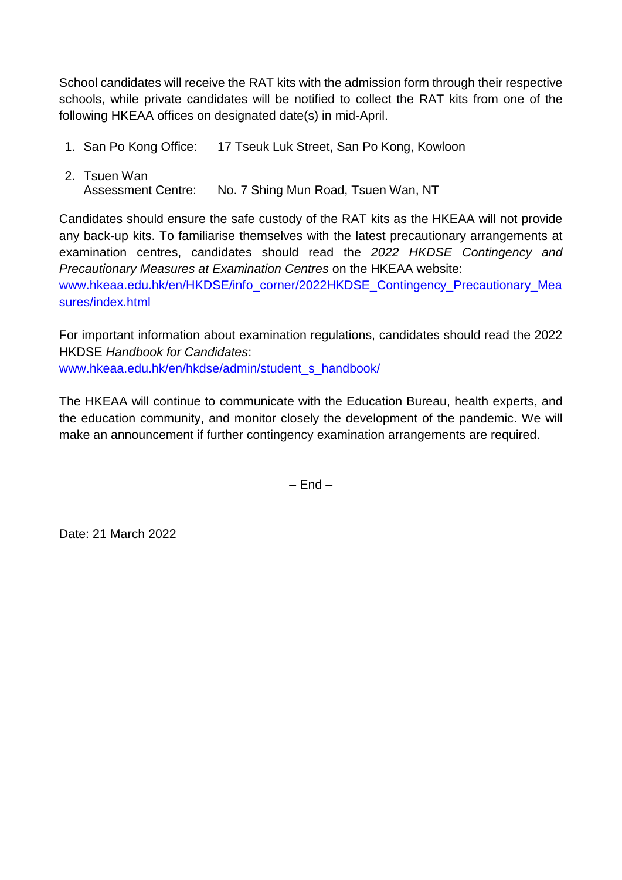School candidates will receive the RAT kits with the admission form through their respective schools, while private candidates will be notified to collect the RAT kits from one of the following HKEAA offices on designated date(s) in mid-April.

1. San Po Kong Office: 17 Tseuk Luk Street, San Po Kong, Kowloon
2. Tsuen Wan Assessment Centre: No. 7 Shing Mun Road, Tsuen Wan, NT

Candidates should ensure the safe custody of the RAT kits as the HKEAA will not provide any back-up kits. To familiarise themselves with the latest precautionary arrangements at examination centres, candidates should read the *2022 HKDSE Contingency and Precautionary Measures at Examination Centres* on the HKEAA website: www.hkeaa.edu.hk/en/HKDSE/info_corner/2022HKDSE_Contingency_Precautionary_Measures/index.html

For important information about examination regulations, candidates should read the 2022 HKDSE *Handbook for Candidates*: www.hkeaa.edu.hk/en/hkdse/admin/student_s_handbook/

The HKEAA will continue to communicate with the Education Bureau, health experts, and the education community, and monitor closely the development of the pandemic. We will make an announcement if further contingency examination arrangements are required.

– End –

Date: 21 March 2022